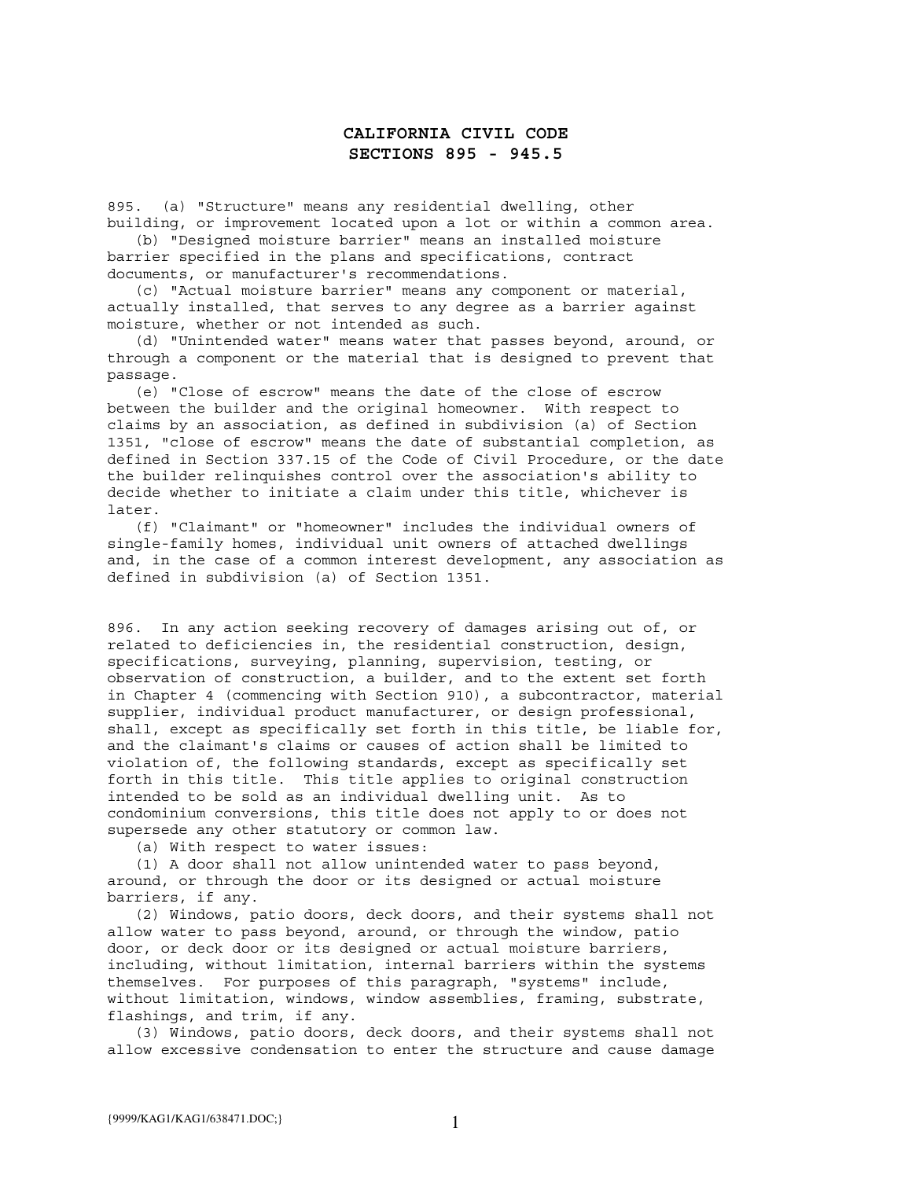# CALIFORNIA CIVIL CODE
# SECTIONS 895 - 945.5

895. (a) "Structure" means any residential dwelling, other building, or improvement located upon a lot or within a common area.

(b) "Designed moisture barrier" means an installed moisture barrier specified in the plans and specifications, contract documents, or manufacturer's recommendations.

(c) "Actual moisture barrier" means any component or material, actually installed, that serves to any degree as a barrier against moisture, whether or not intended as such.

(d) "Unintended water" means water that passes beyond, around, or through a component or the material that is designed to prevent that passage.

(e) "Close of escrow" means the date of the close of escrow between the builder and the original homeowner. With respect to claims by an association, as defined in subdivision (a) of Section 1351, "close of escrow" means the date of substantial completion, as defined in Section 337.15 of the Code of Civil Procedure, or the date the builder relinquishes control over the association's ability to decide whether to initiate a claim under this title, whichever is later.

(f) "Claimant" or "homeowner" includes the individual owners of single-family homes, individual unit owners of attached dwellings and, in the case of a common interest development, any association as defined in subdivision (a) of Section 1351.

896. In any action seeking recovery of damages arising out of, or related to deficiencies in, the residential construction, design, specifications, surveying, planning, supervision, testing, or observation of construction, a builder, and to the extent set forth in Chapter 4 (commencing with Section 910), a subcontractor, material supplier, individual product manufacturer, or design professional, shall, except as specifically set forth in this title, be liable for, and the claimant's claims or causes of action shall be limited to violation of, the following standards, except as specifically set forth in this title. This title applies to original construction intended to be sold as an individual dwelling unit. As to condominium conversions, this title does not apply to or does not supersede any other statutory or common law.

(a) With respect to water issues:

(1) A door shall not allow unintended water to pass beyond, around, or through the door or its designed or actual moisture barriers, if any.

(2) Windows, patio doors, deck doors, and their systems shall not allow water to pass beyond, around, or through the window, patio door, or deck door or its designed or actual moisture barriers, including, without limitation, internal barriers within the systems themselves. For purposes of this paragraph, "systems" include, without limitation, windows, window assemblies, framing, substrate, flashings, and trim, if any.

(3) Windows, patio doors, deck doors, and their systems shall not allow excessive condensation to enter the structure and cause damage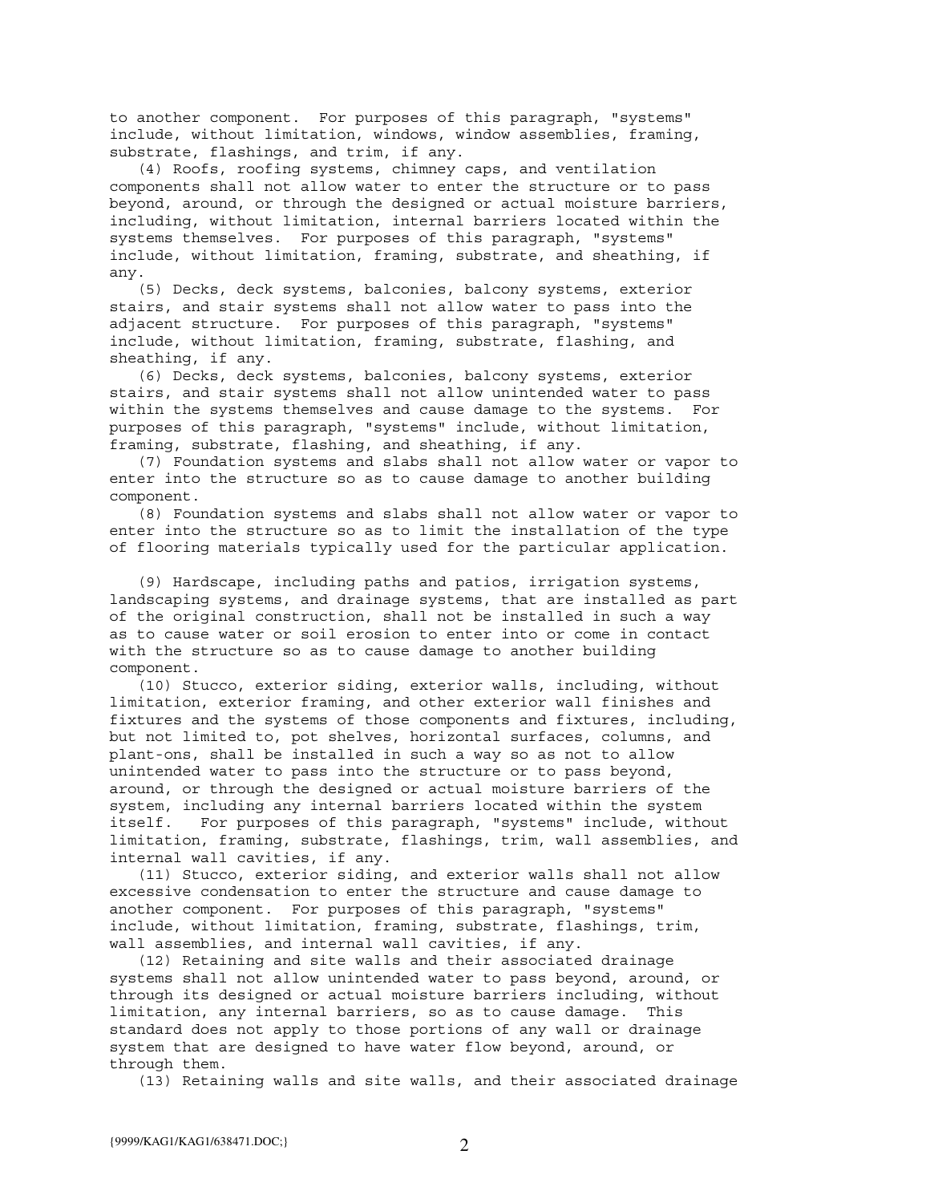to another component. For purposes of this paragraph, "systems" include, without limitation, windows, window assemblies, framing, substrate, flashings, and trim, if any.

(4) Roofs, roofing systems, chimney caps, and ventilation components shall not allow water to enter the structure or to pass beyond, around, or through the designed or actual moisture barriers, including, without limitation, internal barriers located within the systems themselves. For purposes of this paragraph, "systems" include, without limitation, framing, substrate, and sheathing, if any.

(5) Decks, deck systems, balconies, balcony systems, exterior stairs, and stair systems shall not allow water to pass into the adjacent structure. For purposes of this paragraph, "systems" include, without limitation, framing, substrate, flashing, and sheathing, if any.

(6) Decks, deck systems, balconies, balcony systems, exterior stairs, and stair systems shall not allow unintended water to pass within the systems themselves and cause damage to the systems. For purposes of this paragraph, "systems" include, without limitation, framing, substrate, flashing, and sheathing, if any.

(7) Foundation systems and slabs shall not allow water or vapor to enter into the structure so as to cause damage to another building component.

(8) Foundation systems and slabs shall not allow water or vapor to enter into the structure so as to limit the installation of the type of flooring materials typically used for the particular application.

(9) Hardscape, including paths and patios, irrigation systems, landscaping systems, and drainage systems, that are installed as part of the original construction, shall not be installed in such a way as to cause water or soil erosion to enter into or come in contact with the structure so as to cause damage to another building component.

(10) Stucco, exterior siding, exterior walls, including, without limitation, exterior framing, and other exterior wall finishes and fixtures and the systems of those components and fixtures, including, but not limited to, pot shelves, horizontal surfaces, columns, and plant-ons, shall be installed in such a way so as not to allow unintended water to pass into the structure or to pass beyond, around, or through the designed or actual moisture barriers of the system, including any internal barriers located within the system itself. For purposes of this paragraph, "systems" include, without limitation, framing, substrate, flashings, trim, wall assemblies, and internal wall cavities, if any.

(11) Stucco, exterior siding, and exterior walls shall not allow excessive condensation to enter the structure and cause damage to another component. For purposes of this paragraph, "systems" include, without limitation, framing, substrate, flashings, trim, wall assemblies, and internal wall cavities, if any.

(12) Retaining and site walls and their associated drainage systems shall not allow unintended water to pass beyond, around, or through its designed or actual moisture barriers including, without limitation, any internal barriers, so as to cause damage. This standard does not apply to those portions of any wall or drainage system that are designed to have water flow beyond, around, or through them.

(13) Retaining walls and site walls, and their associated drainage

{9999/KAG1/KAG1/638471.DOC;}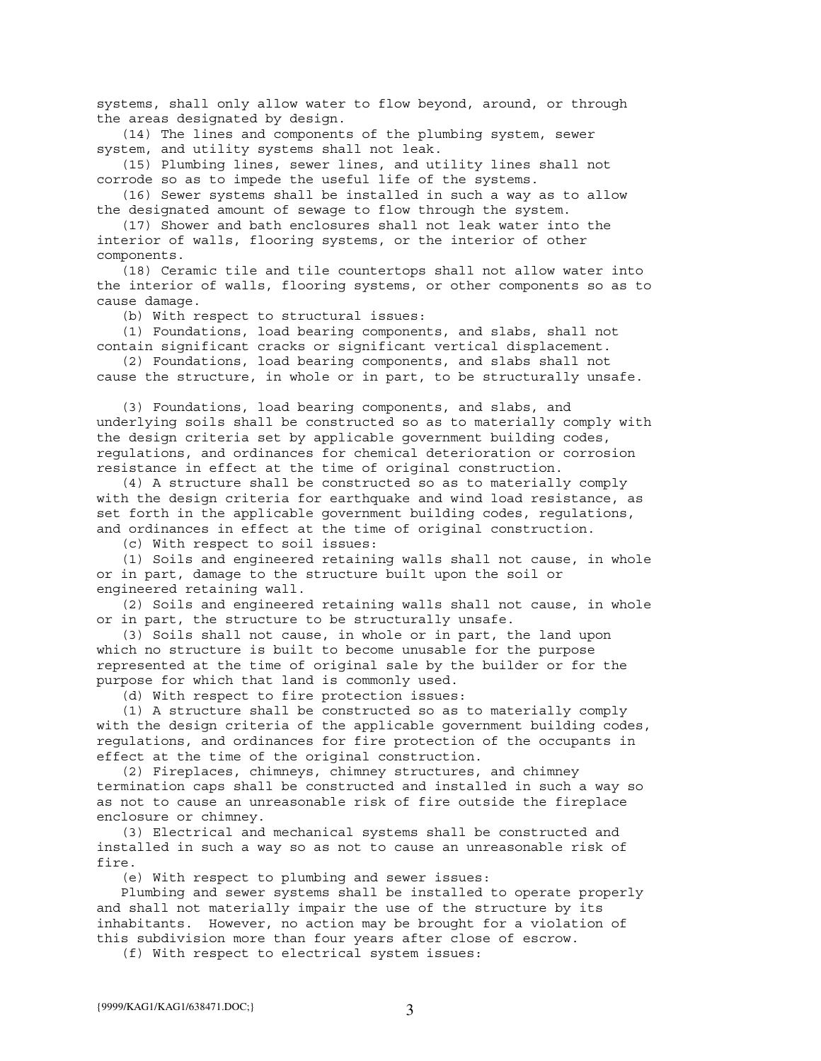systems, shall only allow water to flow beyond, around, or through the areas designated by design.

(14) The lines and components of the plumbing system, sewer system, and utility systems shall not leak.

(15) Plumbing lines, sewer lines, and utility lines shall not corrode so as to impede the useful life of the systems.

(16) Sewer systems shall be installed in such a way as to allow the designated amount of sewage to flow through the system.

(17) Shower and bath enclosures shall not leak water into the interior of walls, flooring systems, or the interior of other components.

(18) Ceramic tile and tile countertops shall not allow water into the interior of walls, flooring systems, or other components so as to cause damage.

(b) With respect to structural issues:

(1) Foundations, load bearing components, and slabs, shall not contain significant cracks or significant vertical displacement.

(2) Foundations, load bearing components, and slabs shall not cause the structure, in whole or in part, to be structurally unsafe.

(3) Foundations, load bearing components, and slabs, and underlying soils shall be constructed so as to materially comply with the design criteria set by applicable government building codes, regulations, and ordinances for chemical deterioration or corrosion resistance in effect at the time of original construction.

(4) A structure shall be constructed so as to materially comply with the design criteria for earthquake and wind load resistance, as set forth in the applicable government building codes, regulations, and ordinances in effect at the time of original construction.

(c) With respect to soil issues:

(1) Soils and engineered retaining walls shall not cause, in whole or in part, damage to the structure built upon the soil or engineered retaining wall.

(2) Soils and engineered retaining walls shall not cause, in whole or in part, the structure to be structurally unsafe.

(3) Soils shall not cause, in whole or in part, the land upon which no structure is built to become unusable for the purpose represented at the time of original sale by the builder or for the purpose for which that land is commonly used.

(d) With respect to fire protection issues:

(1) A structure shall be constructed so as to materially comply with the design criteria of the applicable government building codes, regulations, and ordinances for fire protection of the occupants in effect at the time of the original construction.

(2) Fireplaces, chimneys, chimney structures, and chimney termination caps shall be constructed and installed in such a way so as not to cause an unreasonable risk of fire outside the fireplace enclosure or chimney.

(3) Electrical and mechanical systems shall be constructed and installed in such a way so as not to cause an unreasonable risk of fire.

(e) With respect to plumbing and sewer issues:

Plumbing and sewer systems shall be installed to operate properly and shall not materially impair the use of the structure by its inhabitants. However, no action may be brought for a violation of this subdivision more than four years after close of escrow.

(f) With respect to electrical system issues: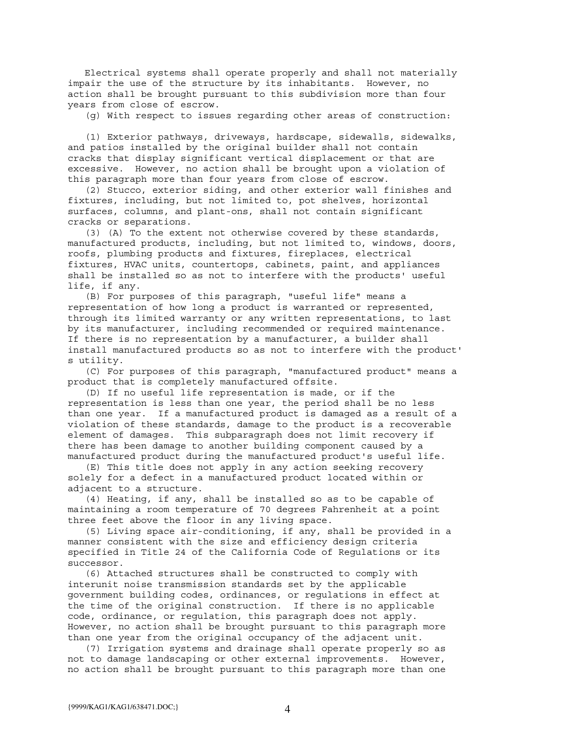Electrical systems shall operate properly and shall not materially impair the use of the structure by its inhabitants. However, no action shall be brought pursuant to this subdivision more than four years from close of escrow.

(g) With respect to issues regarding other areas of construction:

(1) Exterior pathways, driveways, hardscape, sidewalls, sidewalks, and patios installed by the original builder shall not contain cracks that display significant vertical displacement or that are excessive. However, no action shall be brought upon a violation of this paragraph more than four years from close of escrow.

(2) Stucco, exterior siding, and other exterior wall finishes and fixtures, including, but not limited to, pot shelves, horizontal surfaces, columns, and plant-ons, shall not contain significant cracks or separations.

(3) (A) To the extent not otherwise covered by these standards, manufactured products, including, but not limited to, windows, doors, roofs, plumbing products and fixtures, fireplaces, electrical fixtures, HVAC units, countertops, cabinets, paint, and appliances shall be installed so as not to interfere with the products' useful life, if any.

(B) For purposes of this paragraph, "useful life" means a representation of how long a product is warranted or represented, through its limited warranty or any written representations, to last by its manufacturer, including recommended or required maintenance. If there is no representation by a manufacturer, a builder shall install manufactured products so as not to interfere with the product' s utility.

(C) For purposes of this paragraph, "manufactured product" means a product that is completely manufactured offsite.

(D) If no useful life representation is made, or if the representation is less than one year, the period shall be no less than one year. If a manufactured product is damaged as a result of a violation of these standards, damage to the product is a recoverable element of damages. This subparagraph does not limit recovery if there has been damage to another building component caused by a manufactured product during the manufactured product's useful life.

(E) This title does not apply in any action seeking recovery solely for a defect in a manufactured product located within or adjacent to a structure.

(4) Heating, if any, shall be installed so as to be capable of maintaining a room temperature of 70 degrees Fahrenheit at a point three feet above the floor in any living space.

(5) Living space air-conditioning, if any, shall be provided in a manner consistent with the size and efficiency design criteria specified in Title 24 of the California Code of Regulations or its successor.

(6) Attached structures shall be constructed to comply with interunit noise transmission standards set by the applicable government building codes, ordinances, or regulations in effect at the time of the original construction. If there is no applicable code, ordinance, or regulation, this paragraph does not apply. However, no action shall be brought pursuant to this paragraph more than one year from the original occupancy of the adjacent unit.

(7) Irrigation systems and drainage shall operate properly so as not to damage landscaping or other external improvements. However, no action shall be brought pursuant to this paragraph more than one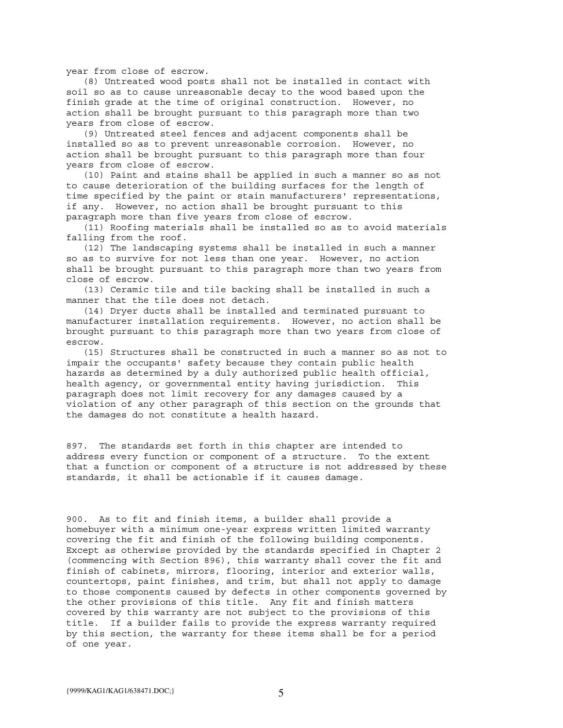year from close of escrow.

(8) Untreated wood posts shall not be installed in contact with soil so as to cause unreasonable decay to the wood based upon the finish grade at the time of original construction. However, no action shall be brought pursuant to this paragraph more than two years from close of escrow.

(9) Untreated steel fences and adjacent components shall be installed so as to prevent unreasonable corrosion. However, no action shall be brought pursuant to this paragraph more than four years from close of escrow.

(10) Paint and stains shall be applied in such a manner so as not to cause deterioration of the building surfaces for the length of time specified by the paint or stain manufacturers' representations, if any. However, no action shall be brought pursuant to this paragraph more than five years from close of escrow.

(11) Roofing materials shall be installed so as to avoid materials falling from the roof.

(12) The landscaping systems shall be installed in such a manner so as to survive for not less than one year. However, no action shall be brought pursuant to this paragraph more than two years from close of escrow.

(13) Ceramic tile and tile backing shall be installed in such a manner that the tile does not detach.

(14) Dryer ducts shall be installed and terminated pursuant to manufacturer installation requirements. However, no action shall be brought pursuant to this paragraph more than two years from close of escrow.

(15) Structures shall be constructed in such a manner so as not to impair the occupants' safety because they contain public health hazards as determined by a duly authorized public health official, health agency, or governmental entity having jurisdiction. This paragraph does not limit recovery for any damages caused by a violation of any other paragraph of this section on the grounds that the damages do not constitute a health hazard.

897. The standards set forth in this chapter are intended to address every function or component of a structure. To the extent that a function or component of a structure is not addressed by these standards, it shall be actionable if it causes damage.

900. As to fit and finish items, a builder shall provide a homebuyer with a minimum one-year express written limited warranty covering the fit and finish of the following building components. Except as otherwise provided by the standards specified in Chapter 2 (commencing with Section 896), this warranty shall cover the fit and finish of cabinets, mirrors, flooring, interior and exterior walls, countertops, paint finishes, and trim, but shall not apply to damage to those components caused by defects in other components governed by the other provisions of this title. Any fit and finish matters covered by this warranty are not subject to the provisions of this title. If a builder fails to provide the express warranty required by this section, the warranty for these items shall be for a period of one year.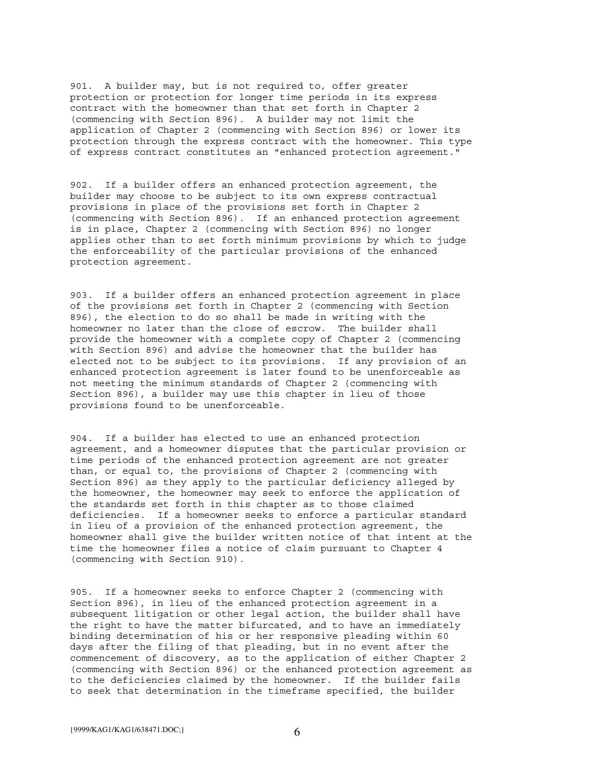901. A builder may, but is not required to, offer greater protection or protection for longer time periods in its express contract with the homeowner than that set forth in Chapter 2 (commencing with Section 896). A builder may not limit the application of Chapter 2 (commencing with Section 896) or lower its protection through the express contract with the homeowner. This type of express contract constitutes an "enhanced protection agreement."

902. If a builder offers an enhanced protection agreement, the builder may choose to be subject to its own express contractual provisions in place of the provisions set forth in Chapter 2 (commencing with Section 896). If an enhanced protection agreement is in place, Chapter 2 (commencing with Section 896) no longer applies other than to set forth minimum provisions by which to judge the enforceability of the particular provisions of the enhanced protection agreement.

903. If a builder offers an enhanced protection agreement in place of the provisions set forth in Chapter 2 (commencing with Section 896), the election to do so shall be made in writing with the homeowner no later than the close of escrow. The builder shall provide the homeowner with a complete copy of Chapter 2 (commencing with Section 896) and advise the homeowner that the builder has elected not to be subject to its provisions. If any provision of an enhanced protection agreement is later found to be unenforceable as not meeting the minimum standards of Chapter 2 (commencing with Section 896), a builder may use this chapter in lieu of those provisions found to be unenforceable.

904. If a builder has elected to use an enhanced protection agreement, and a homeowner disputes that the particular provision or time periods of the enhanced protection agreement are not greater than, or equal to, the provisions of Chapter 2 (commencing with Section 896) as they apply to the particular deficiency alleged by the homeowner, the homeowner may seek to enforce the application of the standards set forth in this chapter as to those claimed deficiencies. If a homeowner seeks to enforce a particular standard in lieu of a provision of the enhanced protection agreement, the homeowner shall give the builder written notice of that intent at the time the homeowner files a notice of claim pursuant to Chapter 4 (commencing with Section 910).

905. If a homeowner seeks to enforce Chapter 2 (commencing with Section 896), in lieu of the enhanced protection agreement in a subsequent litigation or other legal action, the builder shall have the right to have the matter bifurcated, and to have an immediately binding determination of his or her responsive pleading within 60 days after the filing of that pleading, but in no event after the commencement of discovery, as to the application of either Chapter 2 (commencing with Section 896) or the enhanced protection agreement as to the deficiencies claimed by the homeowner. If the builder fails to seek that determination in the timeframe specified, the builder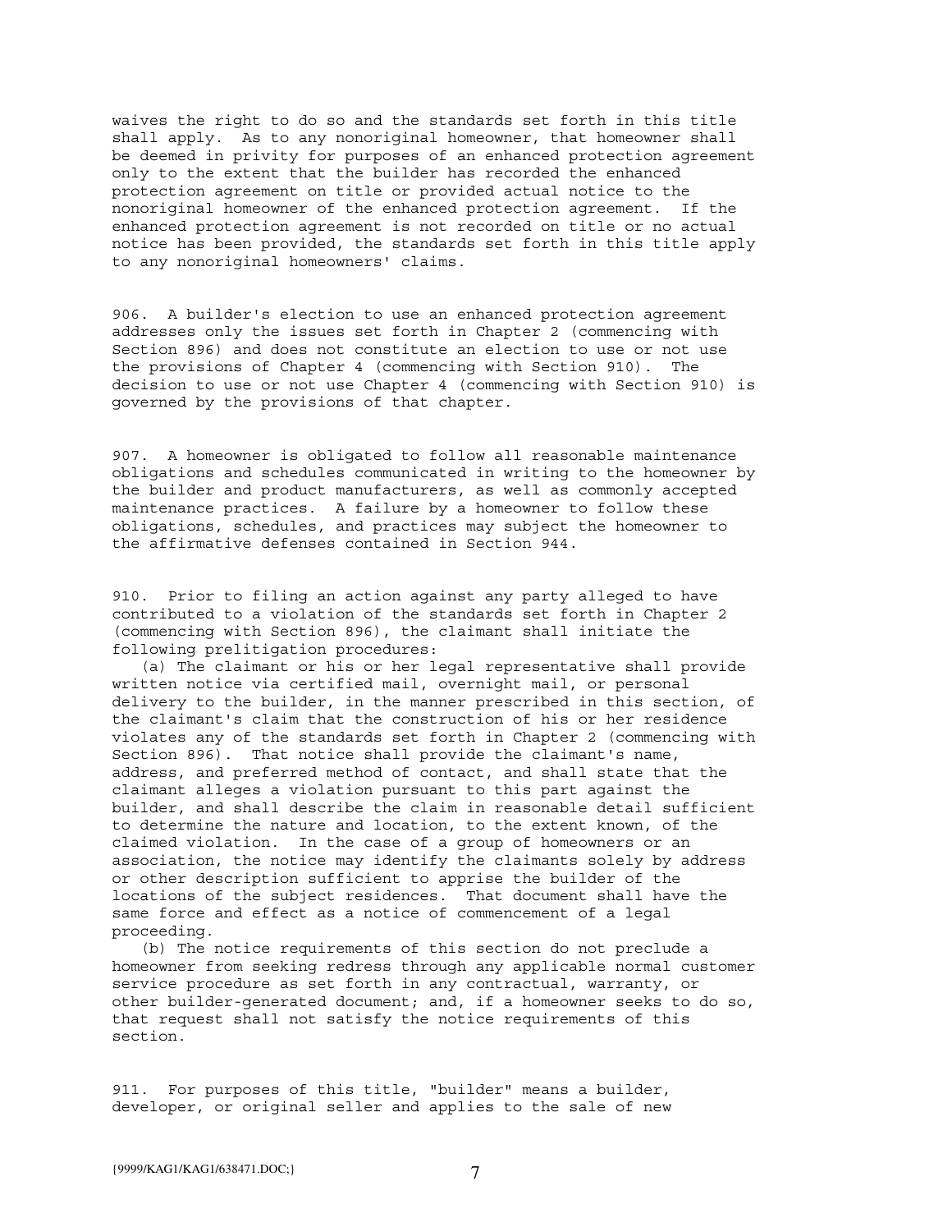waives the right to do so and the standards set forth in this title shall apply. As to any nonoriginal homeowner, that homeowner shall be deemed in privity for purposes of an enhanced protection agreement only to the extent that the builder has recorded the enhanced protection agreement on title or provided actual notice to the nonoriginal homeowner of the enhanced protection agreement. If the enhanced protection agreement is not recorded on title or no actual notice has been provided, the standards set forth in this title apply to any nonoriginal homeowners' claims.

906. A builder's election to use an enhanced protection agreement addresses only the issues set forth in Chapter 2 (commencing with Section 896) and does not constitute an election to use or not use the provisions of Chapter 4 (commencing with Section 910). The decision to use or not use Chapter 4 (commencing with Section 910) is governed by the provisions of that chapter.

907. A homeowner is obligated to follow all reasonable maintenance obligations and schedules communicated in writing to the homeowner by the builder and product manufacturers, as well as commonly accepted maintenance practices. A failure by a homeowner to follow these obligations, schedules, and practices may subject the homeowner to the affirmative defenses contained in Section 944.

910. Prior to filing an action against any party alleged to have contributed to a violation of the standards set forth in Chapter 2 (commencing with Section 896), the claimant shall initiate the following prelitigation procedures:

(a) The claimant or his or her legal representative shall provide written notice via certified mail, overnight mail, or personal delivery to the builder, in the manner prescribed in this section, of the claimant's claim that the construction of his or her residence violates any of the standards set forth in Chapter 2 (commencing with Section 896). That notice shall provide the claimant's name, address, and preferred method of contact, and shall state that the claimant alleges a violation pursuant to this part against the builder, and shall describe the claim in reasonable detail sufficient to determine the nature and location, to the extent known, of the claimed violation. In the case of a group of homeowners or an association, the notice may identify the claimants solely by address or other description sufficient to apprise the builder of the locations of the subject residences. That document shall have the same force and effect as a notice of commencement of a legal proceeding.

(b) The notice requirements of this section do not preclude a homeowner from seeking redress through any applicable normal customer service procedure as set forth in any contractual, warranty, or other builder-generated document; and, if a homeowner seeks to do so, that request shall not satisfy the notice requirements of this section.

911. For purposes of this title, "builder" means a builder, developer, or original seller and applies to the sale of new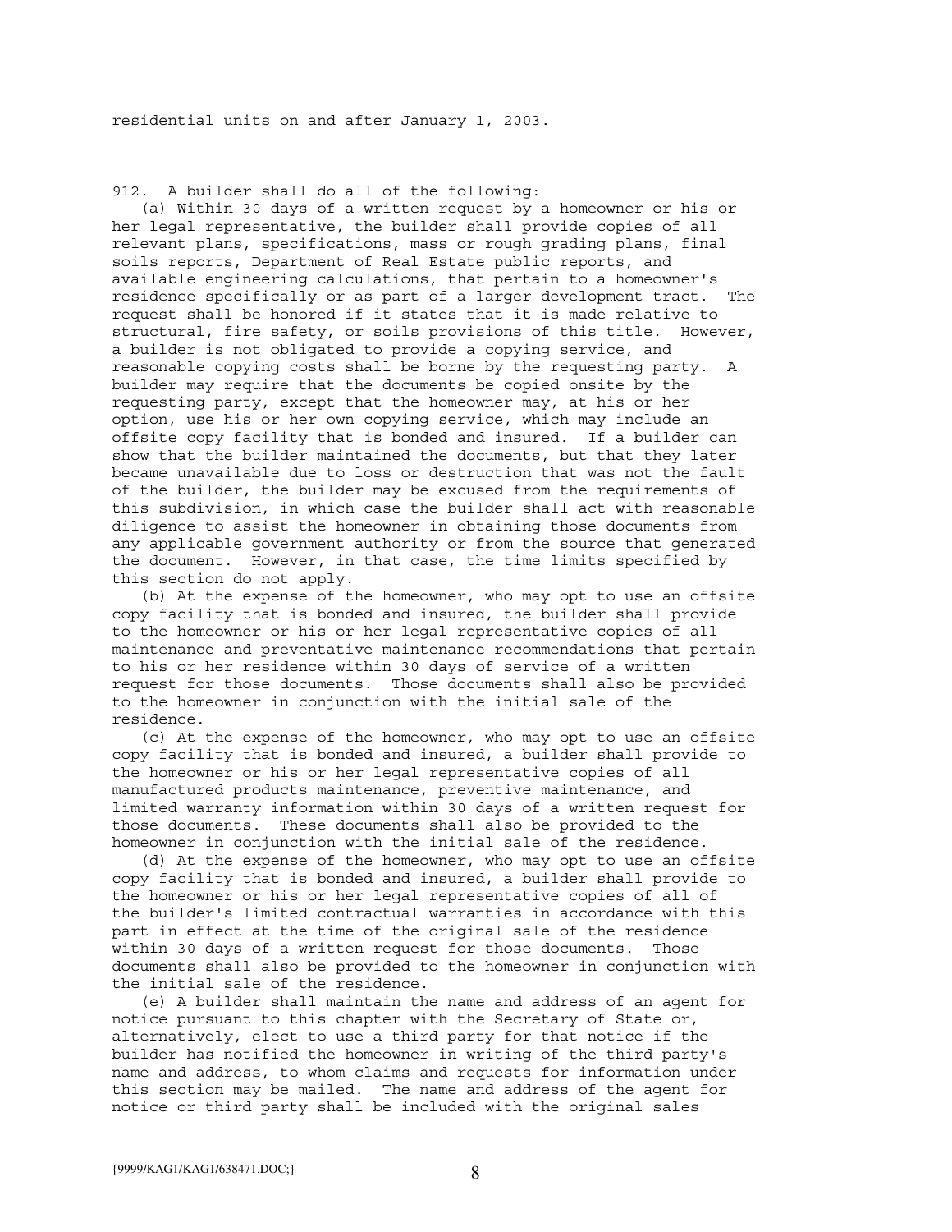residential units on and after January 1, 2003.

912. A builder shall do all of the following:

(a) Within 30 days of a written request by a homeowner or his or her legal representative, the builder shall provide copies of all relevant plans, specifications, mass or rough grading plans, final soils reports, Department of Real Estate public reports, and available engineering calculations, that pertain to a homeowner's residence specifically or as part of a larger development tract. The request shall be honored if it states that it is made relative to structural, fire safety, or soils provisions of this title. However, a builder is not obligated to provide a copying service, and reasonable copying costs shall be borne by the requesting party. A builder may require that the documents be copied onsite by the requesting party, except that the homeowner may, at his or her option, use his or her own copying service, which may include an offsite copy facility that is bonded and insured. If a builder can show that the builder maintained the documents, but that they later became unavailable due to loss or destruction that was not the fault of the builder, the builder may be excused from the requirements of this subdivision, in which case the builder shall act with reasonable diligence to assist the homeowner in obtaining those documents from any applicable government authority or from the source that generated the document. However, in that case, the time limits specified by this section do not apply.

(b) At the expense of the homeowner, who may opt to use an offsite copy facility that is bonded and insured, the builder shall provide to the homeowner or his or her legal representative copies of all maintenance and preventative maintenance recommendations that pertain to his or her residence within 30 days of service of a written request for those documents. Those documents shall also be provided to the homeowner in conjunction with the initial sale of the residence.

(c) At the expense of the homeowner, who may opt to use an offsite copy facility that is bonded and insured, a builder shall provide to the homeowner or his or her legal representative copies of all manufactured products maintenance, preventive maintenance, and limited warranty information within 30 days of a written request for those documents. These documents shall also be provided to the homeowner in conjunction with the initial sale of the residence.

(d) At the expense of the homeowner, who may opt to use an offsite copy facility that is bonded and insured, a builder shall provide to the homeowner or his or her legal representative copies of all of the builder's limited contractual warranties in accordance with this part in effect at the time of the original sale of the residence within 30 days of a written request for those documents. Those documents shall also be provided to the homeowner in conjunction with the initial sale of the residence.

(e) A builder shall maintain the name and address of an agent for notice pursuant to this chapter with the Secretary of State or, alternatively, elect to use a third party for that notice if the builder has notified the homeowner in writing of the third party's name and address, to whom claims and requests for information under this section may be mailed. The name and address of the agent for notice or third party shall be included with the original sales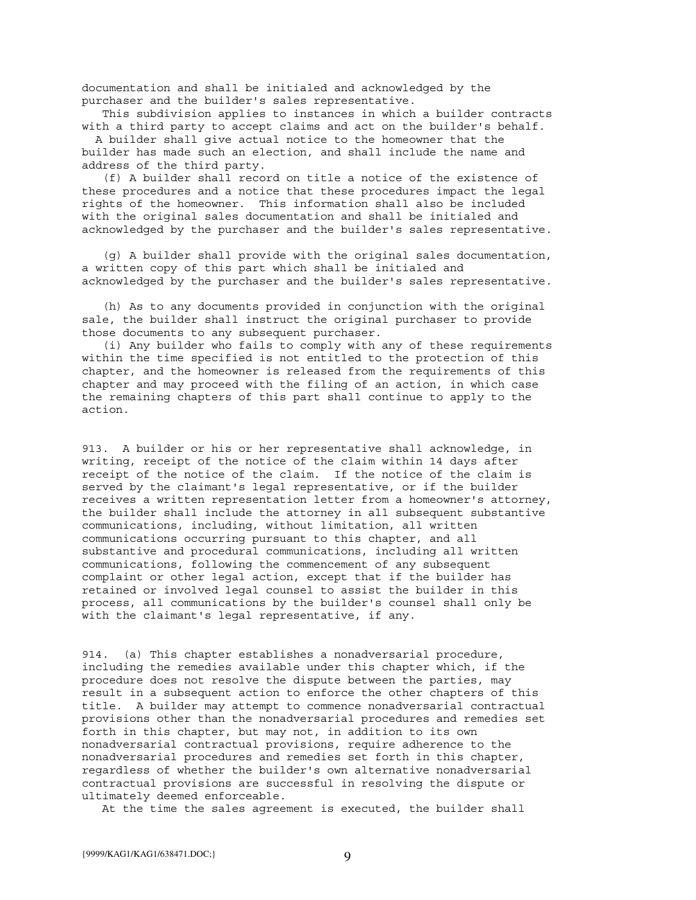documentation and shall be initialed and acknowledged by the purchaser and the builder's sales representative.

This subdivision applies to instances in which a builder contracts with a third party to accept claims and act on the builder's behalf. A builder shall give actual notice to the homeowner that the builder has made such an election, and shall include the name and address of the third party.

(f) A builder shall record on title a notice of the existence of these procedures and a notice that these procedures impact the legal rights of the homeowner. This information shall also be included with the original sales documentation and shall be initialed and acknowledged by the purchaser and the builder's sales representative.

(g) A builder shall provide with the original sales documentation, a written copy of this part which shall be initialed and acknowledged by the purchaser and the builder's sales representative.

(h) As to any documents provided in conjunction with the original sale, the builder shall instruct the original purchaser to provide those documents to any subsequent purchaser.

(i) Any builder who fails to comply with any of these requirements within the time specified is not entitled to the protection of this chapter, and the homeowner is released from the requirements of this chapter and may proceed with the filing of an action, in which case the remaining chapters of this part shall continue to apply to the action.

913. A builder or his or her representative shall acknowledge, in writing, receipt of the notice of the claim within 14 days after receipt of the notice of the claim. If the notice of the claim is served by the claimant's legal representative, or if the builder receives a written representation letter from a homeowner's attorney, the builder shall include the attorney in all subsequent substantive communications, including, without limitation, all written communications occurring pursuant to this chapter, and all substantive and procedural communications, including all written communications, following the commencement of any subsequent complaint or other legal action, except that if the builder has retained or involved legal counsel to assist the builder in this process, all communications by the builder's counsel shall only be with the claimant's legal representative, if any.

914. (a) This chapter establishes a nonadversarial procedure, including the remedies available under this chapter which, if the procedure does not resolve the dispute between the parties, may result in a subsequent action to enforce the other chapters of this title. A builder may attempt to commence nonadversarial contractual provisions other than the nonadversarial procedures and remedies set forth in this chapter, but may not, in addition to its own nonadversarial contractual provisions, require adherence to the nonadversarial procedures and remedies set forth in this chapter, regardless of whether the builder's own alternative nonadversarial contractual provisions are successful in resolving the dispute or ultimately deemed enforceable.

At the time the sales agreement is executed, the builder shall

{9999/KAG1/KAG1/638471.DOC;}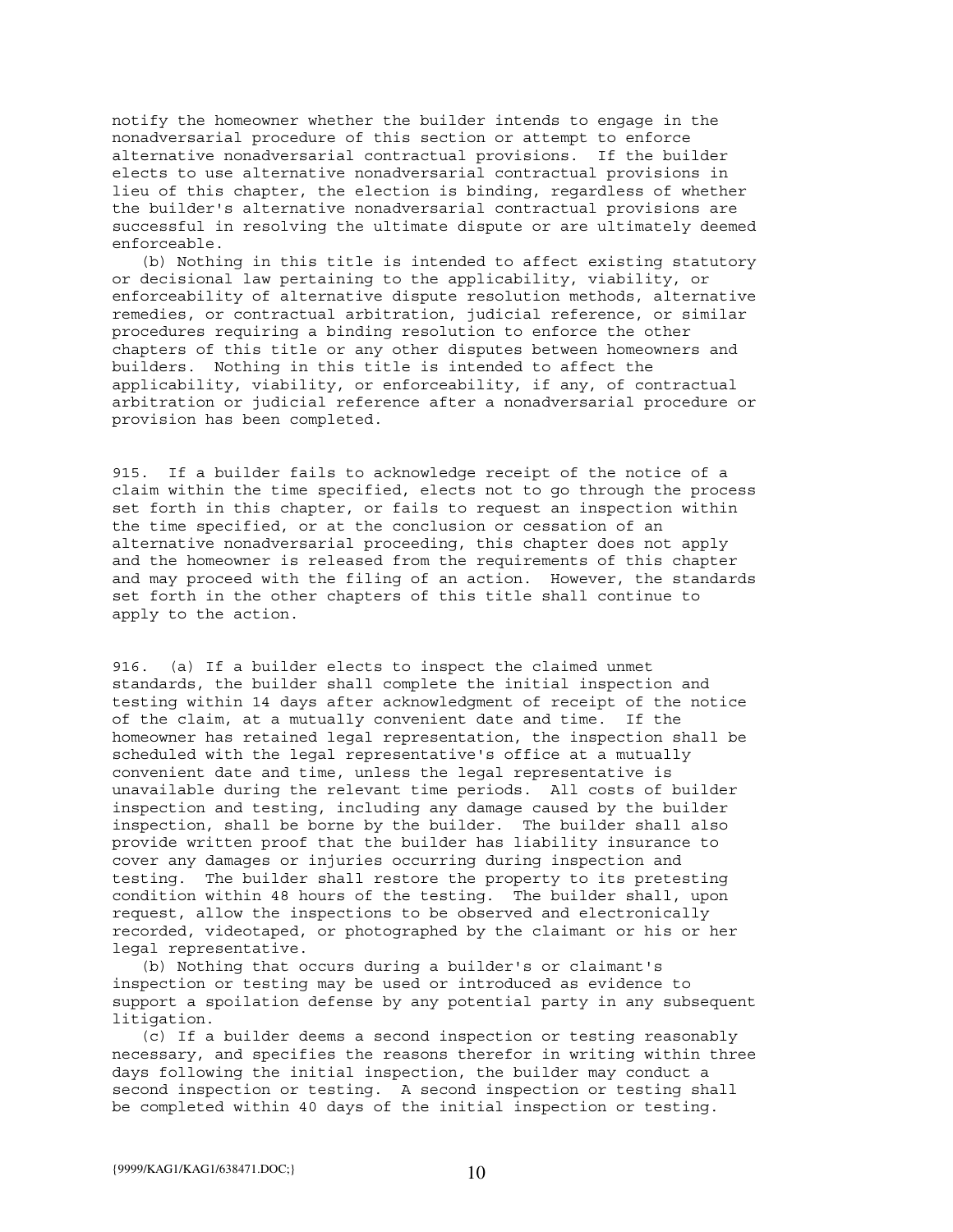notify the homeowner whether the builder intends to engage in the nonadversarial procedure of this section or attempt to enforce alternative nonadversarial contractual provisions. If the builder elects to use alternative nonadversarial contractual provisions in lieu of this chapter, the election is binding, regardless of whether the builder's alternative nonadversarial contractual provisions are successful in resolving the ultimate dispute or are ultimately deemed enforceable.

(b) Nothing in this title is intended to affect existing statutory or decisional law pertaining to the applicability, viability, or enforceability of alternative dispute resolution methods, alternative remedies, or contractual arbitration, judicial reference, or similar procedures requiring a binding resolution to enforce the other chapters of this title or any other disputes between homeowners and builders. Nothing in this title is intended to affect the applicability, viability, or enforceability, if any, of contractual arbitration or judicial reference after a nonadversarial procedure or provision has been completed.

915. If a builder fails to acknowledge receipt of the notice of a claim within the time specified, elects not to go through the process set forth in this chapter, or fails to request an inspection within the time specified, or at the conclusion or cessation of an alternative nonadversarial proceeding, this chapter does not apply and the homeowner is released from the requirements of this chapter and may proceed with the filing of an action. However, the standards set forth in the other chapters of this title shall continue to apply to the action.

916. (a) If a builder elects to inspect the claimed unmet standards, the builder shall complete the initial inspection and testing within 14 days after acknowledgment of receipt of the notice of the claim, at a mutually convenient date and time. If the homeowner has retained legal representation, the inspection shall be scheduled with the legal representative's office at a mutually convenient date and time, unless the legal representative is unavailable during the relevant time periods. All costs of builder inspection and testing, including any damage caused by the builder inspection, shall be borne by the builder. The builder shall also provide written proof that the builder has liability insurance to cover any damages or injuries occurring during inspection and testing. The builder shall restore the property to its pretesting condition within 48 hours of the testing. The builder shall, upon request, allow the inspections to be observed and electronically recorded, videotaped, or photographed by the claimant or his or her legal representative.

(b) Nothing that occurs during a builder's or claimant's inspection or testing may be used or introduced as evidence to support a spoilation defense by any potential party in any subsequent litigation.

(c) If a builder deems a second inspection or testing reasonably necessary, and specifies the reasons therefor in writing within three days following the initial inspection, the builder may conduct a second inspection or testing. A second inspection or testing shall be completed within 40 days of the initial inspection or testing.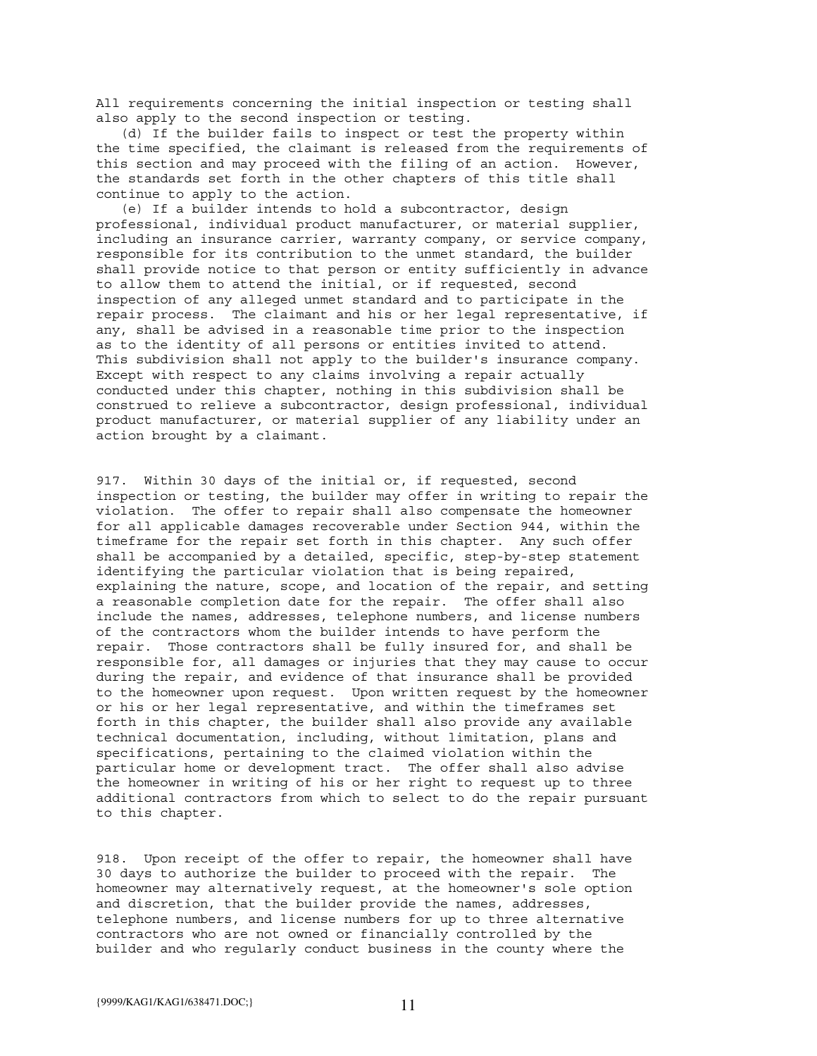All requirements concerning the initial inspection or testing shall also apply to the second inspection or testing.

(d) If the builder fails to inspect or test the property within the time specified, the claimant is released from the requirements of this section and may proceed with the filing of an action. However, the standards set forth in the other chapters of this title shall continue to apply to the action.

(e) If a builder intends to hold a subcontractor, design professional, individual product manufacturer, or material supplier, including an insurance carrier, warranty company, or service company, responsible for its contribution to the unmet standard, the builder shall provide notice to that person or entity sufficiently in advance to allow them to attend the initial, or if requested, second inspection of any alleged unmet standard and to participate in the repair process. The claimant and his or her legal representative, if any, shall be advised in a reasonable time prior to the inspection as to the identity of all persons or entities invited to attend. This subdivision shall not apply to the builder's insurance company. Except with respect to any claims involving a repair actually conducted under this chapter, nothing in this subdivision shall be construed to relieve a subcontractor, design professional, individual product manufacturer, or material supplier of any liability under an action brought by a claimant.

917. Within 30 days of the initial or, if requested, second inspection or testing, the builder may offer in writing to repair the violation. The offer to repair shall also compensate the homeowner for all applicable damages recoverable under Section 944, within the timeframe for the repair set forth in this chapter. Any such offer shall be accompanied by a detailed, specific, step-by-step statement identifying the particular violation that is being repaired, explaining the nature, scope, and location of the repair, and setting a reasonable completion date for the repair. The offer shall also include the names, addresses, telephone numbers, and license numbers of the contractors whom the builder intends to have perform the repair. Those contractors shall be fully insured for, and shall be responsible for, all damages or injuries that they may cause to occur during the repair, and evidence of that insurance shall be provided to the homeowner upon request. Upon written request by the homeowner or his or her legal representative, and within the timeframes set forth in this chapter, the builder shall also provide any available technical documentation, including, without limitation, plans and specifications, pertaining to the claimed violation within the particular home or development tract. The offer shall also advise the homeowner in writing of his or her right to request up to three additional contractors from which to select to do the repair pursuant to this chapter.

918. Upon receipt of the offer to repair, the homeowner shall have 30 days to authorize the builder to proceed with the repair. The homeowner may alternatively request, at the homeowner's sole option and discretion, that the builder provide the names, addresses, telephone numbers, and license numbers for up to three alternative contractors who are not owned or financially controlled by the builder and who regularly conduct business in the county where the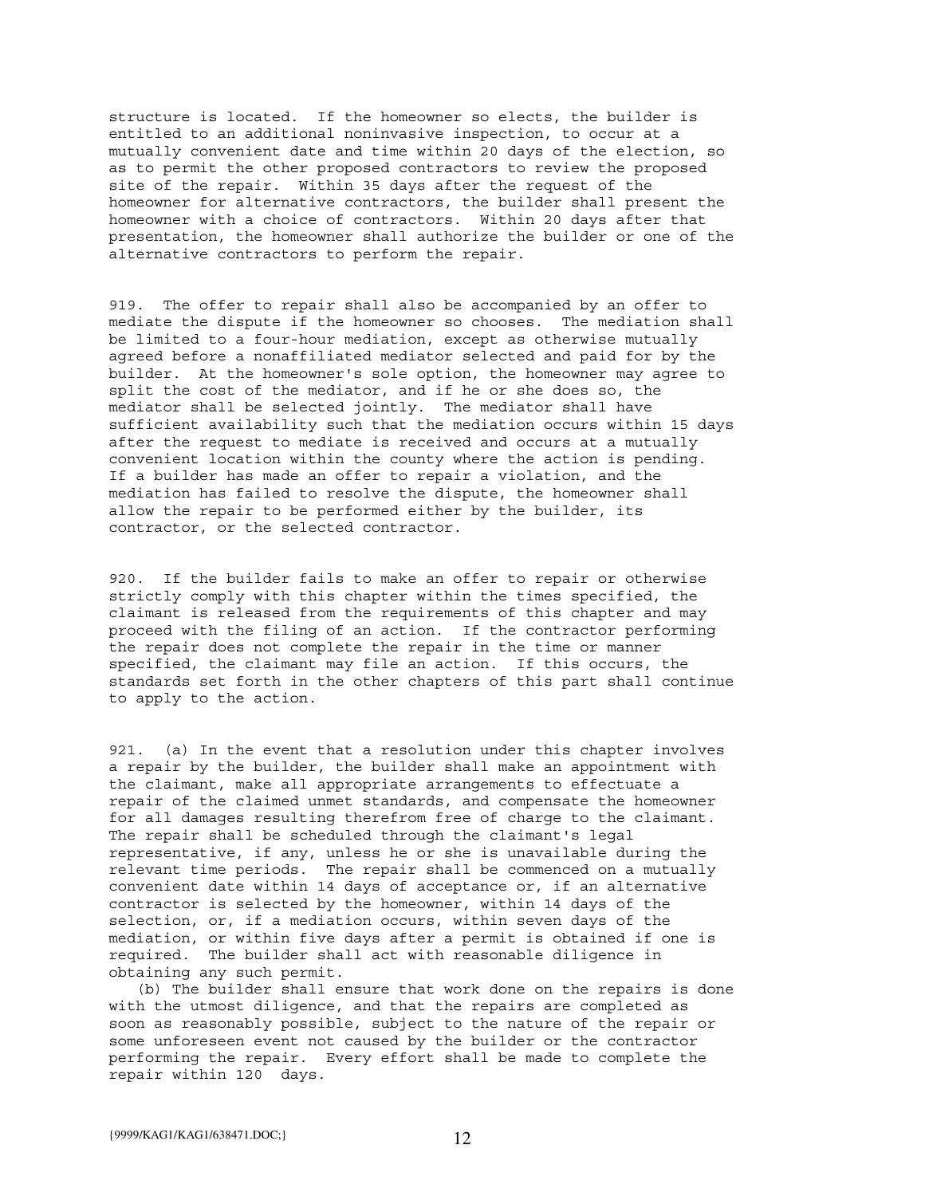structure is located. If the homeowner so elects, the builder is entitled to an additional noninvasive inspection, to occur at a mutually convenient date and time within 20 days of the election, so as to permit the other proposed contractors to review the proposed site of the repair. Within 35 days after the request of the homeowner for alternative contractors, the builder shall present the homeowner with a choice of contractors. Within 20 days after that presentation, the homeowner shall authorize the builder or one of the alternative contractors to perform the repair.

919. The offer to repair shall also be accompanied by an offer to mediate the dispute if the homeowner so chooses. The mediation shall be limited to a four-hour mediation, except as otherwise mutually agreed before a nonaffiliated mediator selected and paid for by the builder. At the homeowner's sole option, the homeowner may agree to split the cost of the mediator, and if he or she does so, the mediator shall be selected jointly. The mediator shall have sufficient availability such that the mediation occurs within 15 days after the request to mediate is received and occurs at a mutually convenient location within the county where the action is pending. If a builder has made an offer to repair a violation, and the mediation has failed to resolve the dispute, the homeowner shall allow the repair to be performed either by the builder, its contractor, or the selected contractor.

920. If the builder fails to make an offer to repair or otherwise strictly comply with this chapter within the times specified, the claimant is released from the requirements of this chapter and may proceed with the filing of an action. If the contractor performing the repair does not complete the repair in the time or manner specified, the claimant may file an action. If this occurs, the standards set forth in the other chapters of this part shall continue to apply to the action.

921. (a) In the event that a resolution under this chapter involves a repair by the builder, the builder shall make an appointment with the claimant, make all appropriate arrangements to effectuate a repair of the claimed unmet standards, and compensate the homeowner for all damages resulting therefrom free of charge to the claimant. The repair shall be scheduled through the claimant's legal representative, if any, unless he or she is unavailable during the relevant time periods. The repair shall be commenced on a mutually convenient date within 14 days of acceptance or, if an alternative contractor is selected by the homeowner, within 14 days of the selection, or, if a mediation occurs, within seven days of the mediation, or within five days after a permit is obtained if one is required. The builder shall act with reasonable diligence in obtaining any such permit.

(b) The builder shall ensure that work done on the repairs is done with the utmost diligence, and that the repairs are completed as soon as reasonably possible, subject to the nature of the repair or some unforeseen event not caused by the builder or the contractor performing the repair. Every effort shall be made to complete the repair within 120 days.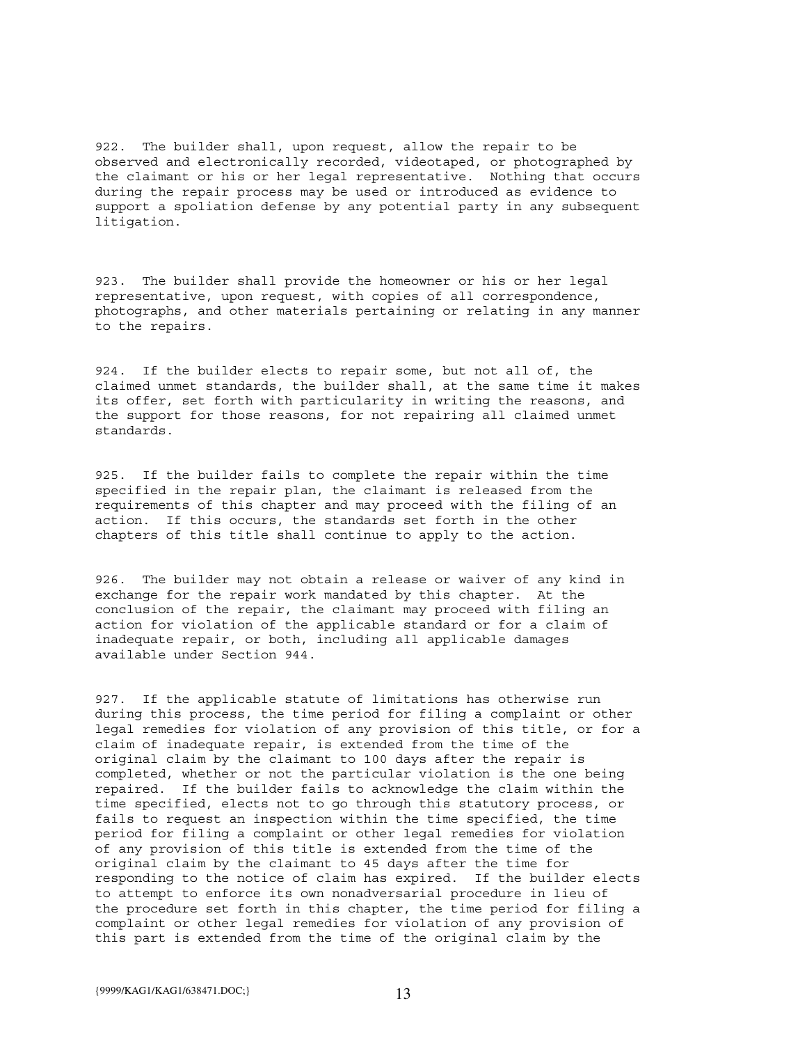922. The builder shall, upon request, allow the repair to be observed and electronically recorded, videotaped, or photographed by the claimant or his or her legal representative. Nothing that occurs during the repair process may be used or introduced as evidence to support a spoliation defense by any potential party in any subsequent litigation.

923. The builder shall provide the homeowner or his or her legal representative, upon request, with copies of all correspondence, photographs, and other materials pertaining or relating in any manner to the repairs.

924. If the builder elects to repair some, but not all of, the claimed unmet standards, the builder shall, at the same time it makes its offer, set forth with particularity in writing the reasons, and the support for those reasons, for not repairing all claimed unmet standards.

925. If the builder fails to complete the repair within the time specified in the repair plan, the claimant is released from the requirements of this chapter and may proceed with the filing of an action. If this occurs, the standards set forth in the other chapters of this title shall continue to apply to the action.

926. The builder may not obtain a release or waiver of any kind in exchange for the repair work mandated by this chapter. At the conclusion of the repair, the claimant may proceed with filing an action for violation of the applicable standard or for a claim of inadequate repair, or both, including all applicable damages available under Section 944.

927. If the applicable statute of limitations has otherwise run during this process, the time period for filing a complaint or other legal remedies for violation of any provision of this title, or for a claim of inadequate repair, is extended from the time of the original claim by the claimant to 100 days after the repair is completed, whether or not the particular violation is the one being repaired. If the builder fails to acknowledge the claim within the time specified, elects not to go through this statutory process, or fails to request an inspection within the time specified, the time period for filing a complaint or other legal remedies for violation of any provision of this title is extended from the time of the original claim by the claimant to 45 days after the time for responding to the notice of claim has expired. If the builder elects to attempt to enforce its own nonadversarial procedure in lieu of the procedure set forth in this chapter, the time period for filing a complaint or other legal remedies for violation of any provision of this part is extended from the time of the original claim by the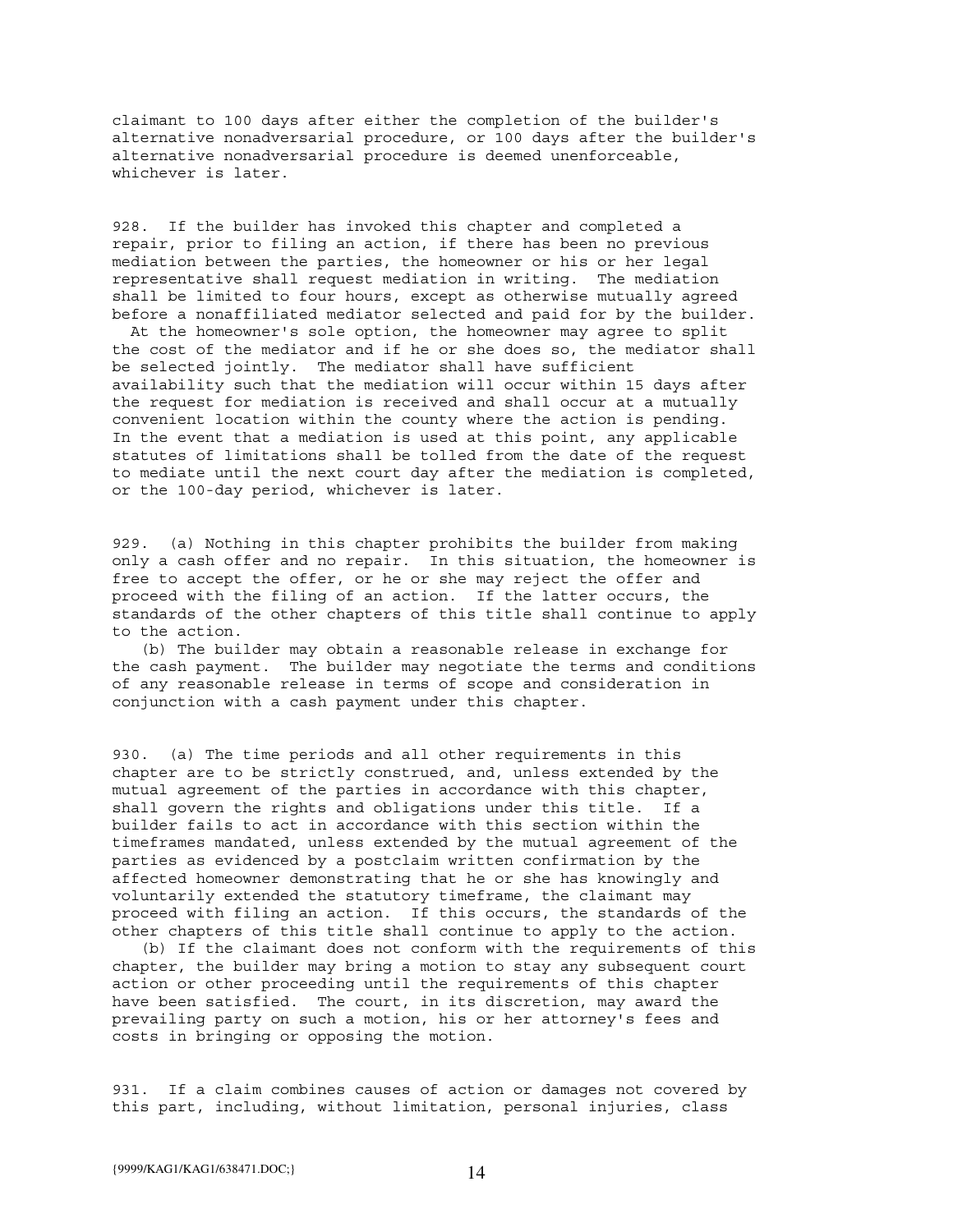claimant to 100 days after either the completion of the builder's alternative nonadversarial procedure, or 100 days after the builder's alternative nonadversarial procedure is deemed unenforceable, whichever is later.

928. If the builder has invoked this chapter and completed a repair, prior to filing an action, if there has been no previous mediation between the parties, the homeowner or his or her legal representative shall request mediation in writing. The mediation shall be limited to four hours, except as otherwise mutually agreed before a nonaffiliated mediator selected and paid for by the builder. At the homeowner's sole option, the homeowner may agree to split the cost of the mediator and if he or she does so, the mediator shall be selected jointly. The mediator shall have sufficient availability such that the mediation will occur within 15 days after the request for mediation is received and shall occur at a mutually convenient location within the county where the action is pending. In the event that a mediation is used at this point, any applicable statutes of limitations shall be tolled from the date of the request to mediate until the next court day after the mediation is completed, or the 100-day period, whichever is later.

929. (a) Nothing in this chapter prohibits the builder from making only a cash offer and no repair. In this situation, the homeowner is free to accept the offer, or he or she may reject the offer and proceed with the filing of an action. If the latter occurs, the standards of the other chapters of this title shall continue to apply to the action.

(b) The builder may obtain a reasonable release in exchange for the cash payment. The builder may negotiate the terms and conditions of any reasonable release in terms of scope and consideration in conjunction with a cash payment under this chapter.

930. (a) The time periods and all other requirements in this chapter are to be strictly construed, and, unless extended by the mutual agreement of the parties in accordance with this chapter, shall govern the rights and obligations under this title. If a builder fails to act in accordance with this section within the timeframes mandated, unless extended by the mutual agreement of the parties as evidenced by a postclaim written confirmation by the affected homeowner demonstrating that he or she has knowingly and voluntarily extended the statutory timeframe, the claimant may proceed with filing an action. If this occurs, the standards of the other chapters of this title shall continue to apply to the action.

(b) If the claimant does not conform with the requirements of this chapter, the builder may bring a motion to stay any subsequent court action or other proceeding until the requirements of this chapter have been satisfied. The court, in its discretion, may award the prevailing party on such a motion, his or her attorney's fees and costs in bringing or opposing the motion.

931. If a claim combines causes of action or damages not covered by this part, including, without limitation, personal injuries, class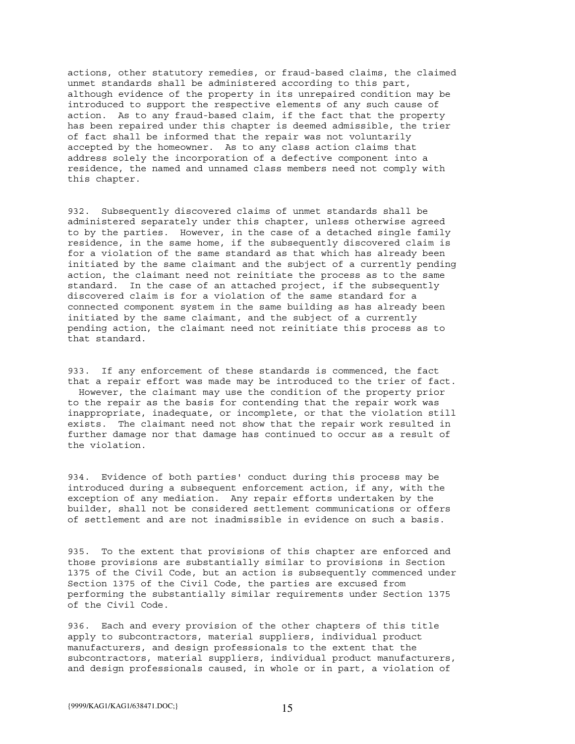actions, other statutory remedies, or fraud-based claims, the claimed unmet standards shall be administered according to this part, although evidence of the property in its unrepaired condition may be introduced to support the respective elements of any such cause of action. As to any fraud-based claim, if the fact that the property has been repaired under this chapter is deemed admissible, the trier of fact shall be informed that the repair was not voluntarily accepted by the homeowner. As to any class action claims that address solely the incorporation of a defective component into a residence, the named and unnamed class members need not comply with this chapter.

932. Subsequently discovered claims of unmet standards shall be administered separately under this chapter, unless otherwise agreed to by the parties. However, in the case of a detached single family residence, in the same home, if the subsequently discovered claim is for a violation of the same standard as that which has already been initiated by the same claimant and the subject of a currently pending action, the claimant need not reinitiate the process as to the same standard. In the case of an attached project, if the subsequently discovered claim is for a violation of the same standard for a connected component system in the same building as has already been initiated by the same claimant, and the subject of a currently pending action, the claimant need not reinitiate this process as to that standard.

933. If any enforcement of these standards is commenced, the fact that a repair effort was made may be introduced to the trier of fact. However, the claimant may use the condition of the property prior to the repair as the basis for contending that the repair work was inappropriate, inadequate, or incomplete, or that the violation still exists. The claimant need not show that the repair work resulted in further damage nor that damage has continued to occur as a result of the violation.

934. Evidence of both parties' conduct during this process may be introduced during a subsequent enforcement action, if any, with the exception of any mediation. Any repair efforts undertaken by the builder, shall not be considered settlement communications or offers of settlement and are not inadmissible in evidence on such a basis.

935. To the extent that provisions of this chapter are enforced and those provisions are substantially similar to provisions in Section 1375 of the Civil Code, but an action is subsequently commenced under Section 1375 of the Civil Code, the parties are excused from performing the substantially similar requirements under Section 1375 of the Civil Code.

936. Each and every provision of the other chapters of this title apply to subcontractors, material suppliers, individual product manufacturers, and design professionals to the extent that the subcontractors, material suppliers, individual product manufacturers, and design professionals caused, in whole or in part, a violation of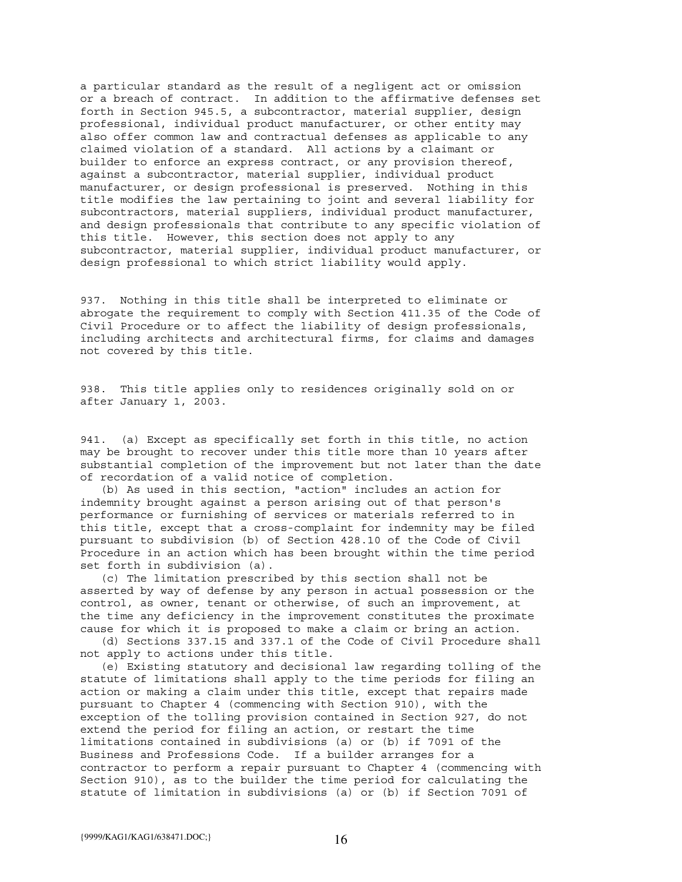a particular standard as the result of a negligent act or omission or a breach of contract. In addition to the affirmative defenses set forth in Section 945.5, a subcontractor, material supplier, design professional, individual product manufacturer, or other entity may also offer common law and contractual defenses as applicable to any claimed violation of a standard. All actions by a claimant or builder to enforce an express contract, or any provision thereof, against a subcontractor, material supplier, individual product manufacturer, or design professional is preserved. Nothing in this title modifies the law pertaining to joint and several liability for subcontractors, material suppliers, individual product manufacturer, and design professionals that contribute to any specific violation of this title. However, this section does not apply to any subcontractor, material supplier, individual product manufacturer, or design professional to which strict liability would apply.

937. Nothing in this title shall be interpreted to eliminate or abrogate the requirement to comply with Section 411.35 of the Code of Civil Procedure or to affect the liability of design professionals, including architects and architectural firms, for claims and damages not covered by this title.

938. This title applies only to residences originally sold on or after January 1, 2003.

941. (a) Except as specifically set forth in this title, no action may be brought to recover under this title more than 10 years after substantial completion of the improvement but not later than the date of recordation of a valid notice of completion.

(b) As used in this section, "action" includes an action for indemnity brought against a person arising out of that person's performance or furnishing of services or materials referred to in this title, except that a cross-complaint for indemnity may be filed pursuant to subdivision (b) of Section 428.10 of the Code of Civil Procedure in an action which has been brought within the time period set forth in subdivision (a).

(c) The limitation prescribed by this section shall not be asserted by way of defense by any person in actual possession or the control, as owner, tenant or otherwise, of such an improvement, at the time any deficiency in the improvement constitutes the proximate cause for which it is proposed to make a claim or bring an action.

(d) Sections 337.15 and 337.1 of the Code of Civil Procedure shall not apply to actions under this title.

(e) Existing statutory and decisional law regarding tolling of the statute of limitations shall apply to the time periods for filing an action or making a claim under this title, except that repairs made pursuant to Chapter 4 (commencing with Section 910), with the exception of the tolling provision contained in Section 927, do not extend the period for filing an action, or restart the time limitations contained in subdivisions (a) or (b) if 7091 of the Business and Professions Code. If a builder arranges for a contractor to perform a repair pursuant to Chapter 4 (commencing with Section 910), as to the builder the time period for calculating the statute of limitation in subdivisions (a) or (b) if Section 7091 of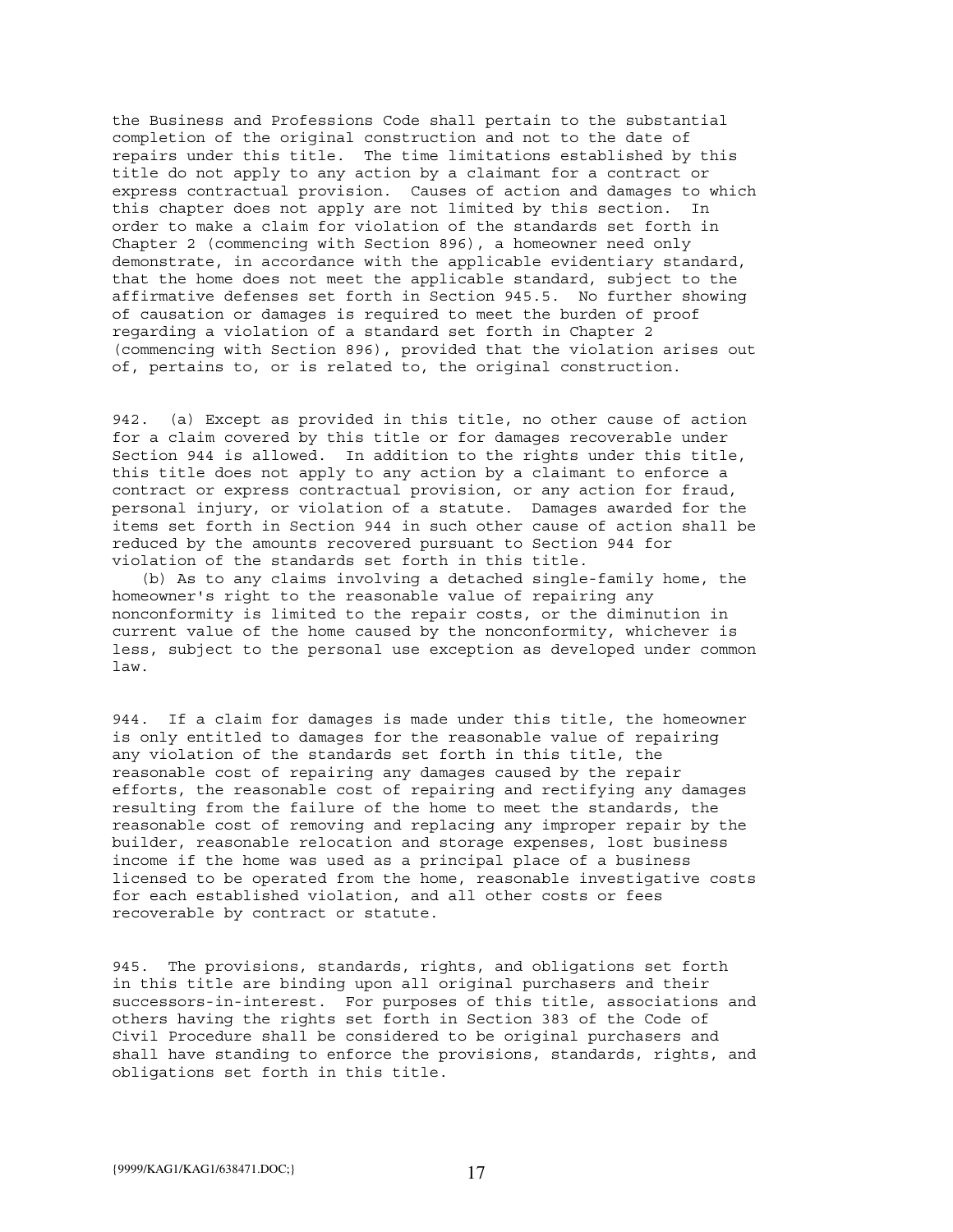the Business and Professions Code shall pertain to the substantial completion of the original construction and not to the date of repairs under this title. The time limitations established by this title do not apply to any action by a claimant for a contract or express contractual provision. Causes of action and damages to which this chapter does not apply are not limited by this section. In order to make a claim for violation of the standards set forth in Chapter 2 (commencing with Section 896), a homeowner need only demonstrate, in accordance with the applicable evidentiary standard, that the home does not meet the applicable standard, subject to the affirmative defenses set forth in Section 945.5. No further showing of causation or damages is required to meet the burden of proof regarding a violation of a standard set forth in Chapter 2 (commencing with Section 896), provided that the violation arises out of, pertains to, or is related to, the original construction.

942. (a) Except as provided in this title, no other cause of action for a claim covered by this title or for damages recoverable under Section 944 is allowed. In addition to the rights under this title, this title does not apply to any action by a claimant to enforce a contract or express contractual provision, or any action for fraud, personal injury, or violation of a statute. Damages awarded for the items set forth in Section 944 in such other cause of action shall be reduced by the amounts recovered pursuant to Section 944 for violation of the standards set forth in this title.

(b) As to any claims involving a detached single-family home, the homeowner's right to the reasonable value of repairing any nonconformity is limited to the repair costs, or the diminution in current value of the home caused by the nonconformity, whichever is less, subject to the personal use exception as developed under common law.

944. If a claim for damages is made under this title, the homeowner is only entitled to damages for the reasonable value of repairing any violation of the standards set forth in this title, the reasonable cost of repairing any damages caused by the repair efforts, the reasonable cost of repairing and rectifying any damages resulting from the failure of the home to meet the standards, the reasonable cost of removing and replacing any improper repair by the builder, reasonable relocation and storage expenses, lost business income if the home was used as a principal place of a business licensed to be operated from the home, reasonable investigative costs for each established violation, and all other costs or fees recoverable by contract or statute.

945. The provisions, standards, rights, and obligations set forth in this title are binding upon all original purchasers and their successors-in-interest. For purposes of this title, associations and others having the rights set forth in Section 383 of the Code of Civil Procedure shall be considered to be original purchasers and shall have standing to enforce the provisions, standards, rights, and obligations set forth in this title.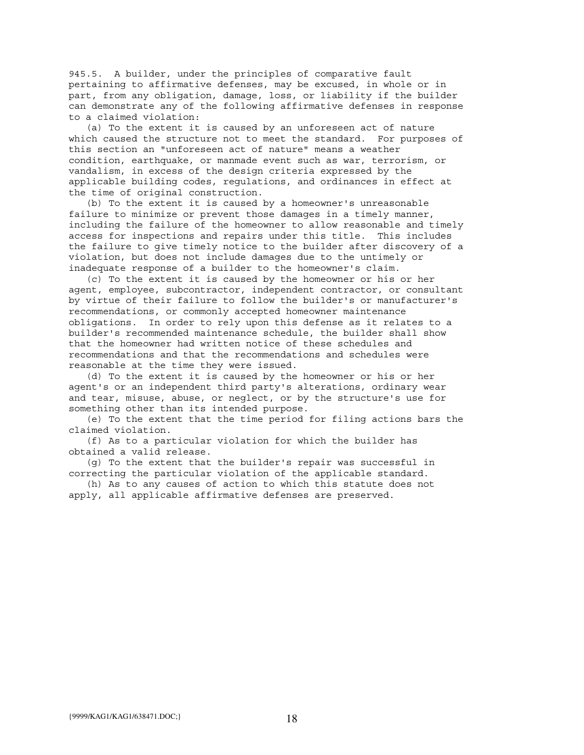945.5. A builder, under the principles of comparative fault pertaining to affirmative defenses, may be excused, in whole or in part, from any obligation, damage, loss, or liability if the builder can demonstrate any of the following affirmative defenses in response to a claimed violation:

(a) To the extent it is caused by an unforeseen act of nature which caused the structure not to meet the standard. For purposes of this section an "unforeseen act of nature" means a weather condition, earthquake, or manmade event such as war, terrorism, or vandalism, in excess of the design criteria expressed by the applicable building codes, regulations, and ordinances in effect at the time of original construction.

(b) To the extent it is caused by a homeowner's unreasonable failure to minimize or prevent those damages in a timely manner, including the failure of the homeowner to allow reasonable and timely access for inspections and repairs under this title. This includes the failure to give timely notice to the builder after discovery of a violation, but does not include damages due to the untimely or inadequate response of a builder to the homeowner's claim.

(c) To the extent it is caused by the homeowner or his or her agent, employee, subcontractor, independent contractor, or consultant by virtue of their failure to follow the builder's or manufacturer's recommendations, or commonly accepted homeowner maintenance obligations. In order to rely upon this defense as it relates to a builder's recommended maintenance schedule, the builder shall show that the homeowner had written notice of these schedules and recommendations and that the recommendations and schedules were reasonable at the time they were issued.

(d) To the extent it is caused by the homeowner or his or her agent's or an independent third party's alterations, ordinary wear and tear, misuse, abuse, or neglect, or by the structure's use for something other than its intended purpose.

(e) To the extent that the time period for filing actions bars the claimed violation.

(f) As to a particular violation for which the builder has obtained a valid release.

(g) To the extent that the builder's repair was successful in correcting the particular violation of the applicable standard.

(h) As to any causes of action to which this statute does not apply, all applicable affirmative defenses are preserved.

{9999/KAG1/KAG1/638471.DOC;}